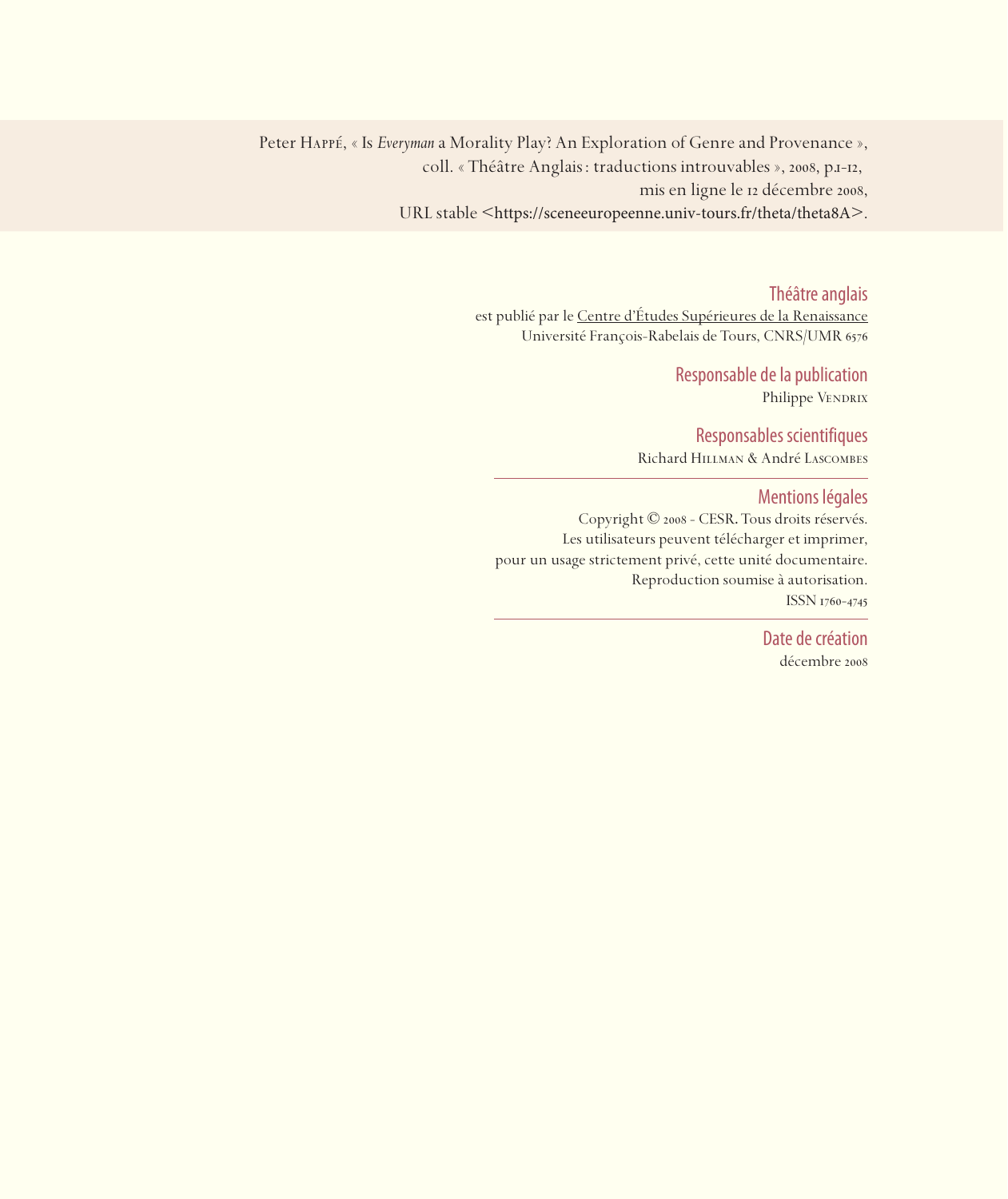Peter Happé, « Is *Everyman* a Morality Play? An Exploration of Genre and Provenance », coll. « Théâtre Anglais : traductions introuvables », 2008, p.1-12, mis en ligne le 12 décembre 2008, URL stable <https://sceneeuropeenne.univ-tours.fr/theta/theta8A>.

**Théâtre anglais**
est publié par le Centre d'Études Supérieures de la Renaissance
Université François-Rabelais de Tours, CNRS/UMR 6576

**Responsable de la publication**
Philippe Vendrix

**Responsables scientifiques**
Richard Hillman & André Lascombes

---

**Mentions légales**
Copyright © 2008 - CESR. Tous droits réservés.
Les utilisateurs peuvent télécharger et imprimer,
pour un usage strictement privé, cette unité documentaire.
Reproduction soumise à autorisation.
ISSN 1760-4745

---

**Date de création**
décembre 2008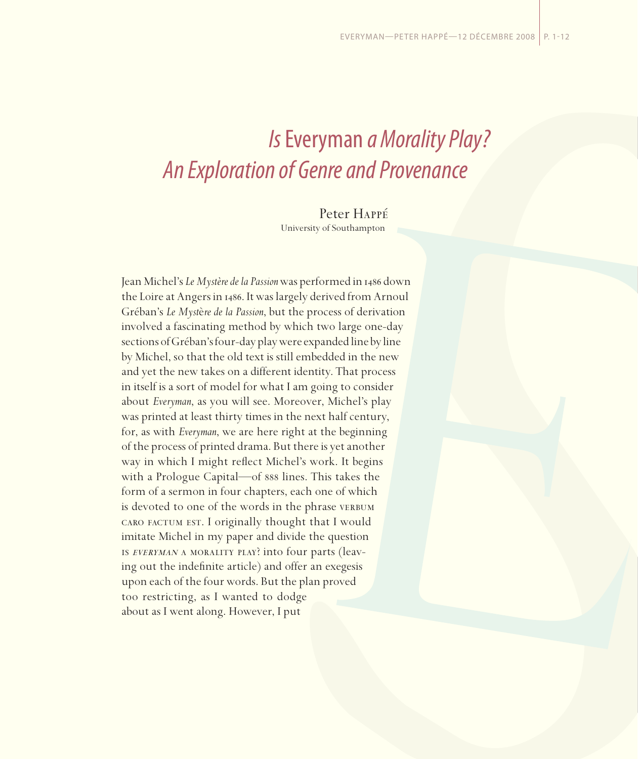# *Is* Everyman *a Morality Play? An Exploration of Genre and Provenance*

Peter Happé
University of Southampton

Jean Michel's *Le Mystère de la Passion* was performed in 1486 down the Loire at Angers in 1486. It was largely derived from Arnoul Gréban's *Le Mystère de la Passion*, but the process of derivation involved a fascinating method by which two large one-day sections of Gréban's four-day play were expanded line by line by Michel, so that the old text is still embedded in the new and yet the new takes on a different identity. That process in itself is a sort of model for what I am going to consider about *Everyman*, as you will see. Moreover, Michel's play was printed at least thirty times in the next half century, for, as with *Everyman*, we are here right at the beginning of the process of printed drama. But there is yet another way in which I might reflect Michel's work. It begins with a Prologue Capital—of 888 lines. This takes the form of a sermon in four chapters, each one of which is devoted to one of the words in the phrase VERBUM CARO FACTUM EST. I originally thought that I would imitate Michel in my paper and divide the question IS *EVERYMAN* A MORALITY PLAY? into four parts (leaving out the indefinite article) and offer an exegesis upon each of the four words. But the plan proved too restricting, as I wanted to dodge about as I went along. However, I put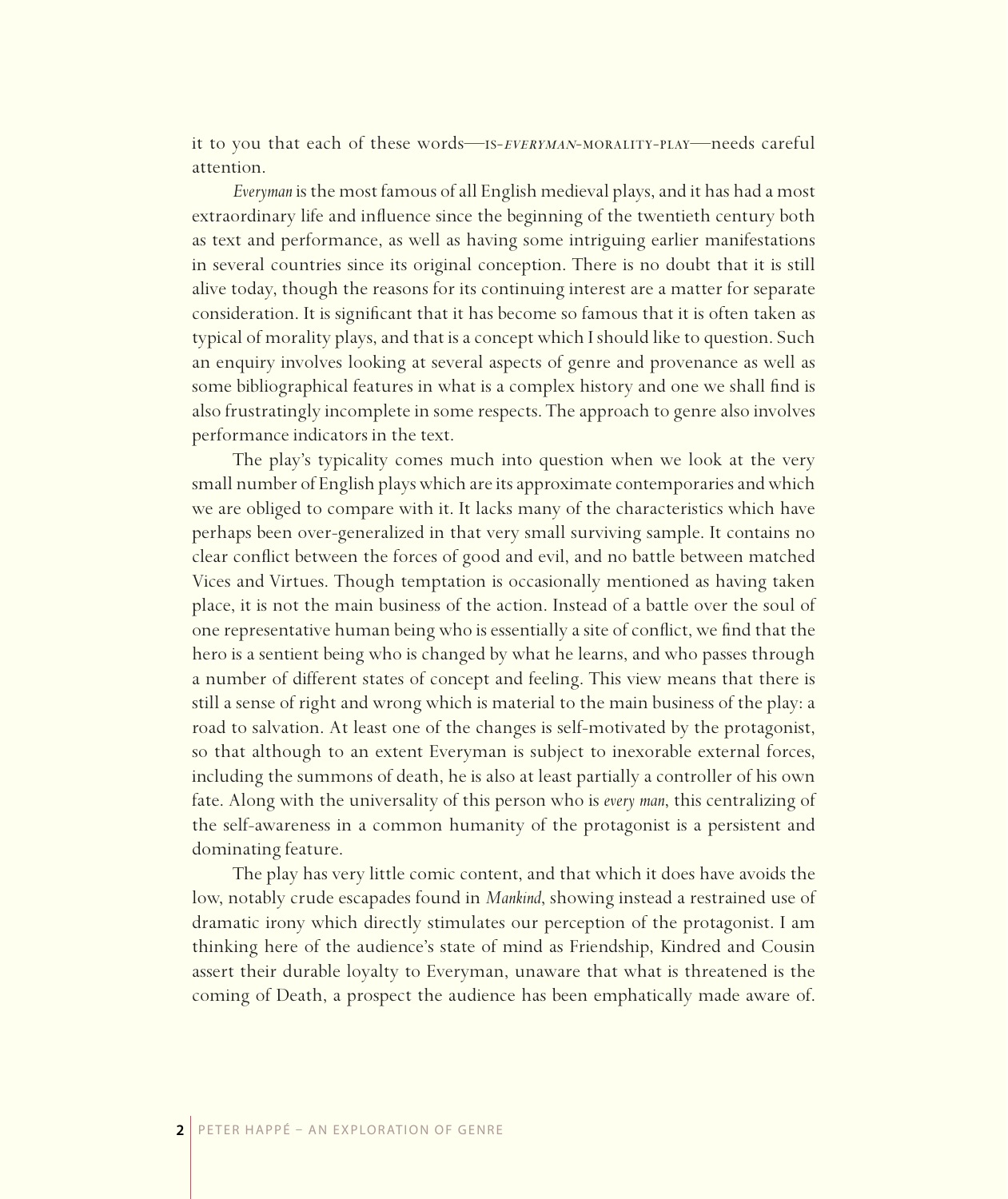it to you that each of these words—IS-*EVERYMAN*-MORALITY-PLAY—needs careful attention.

*Everyman* is the most famous of all English medieval plays, and it has had a most extraordinary life and influence since the beginning of the twentieth century both as text and performance, as well as having some intriguing earlier manifestations in several countries since its original conception. There is no doubt that it is still alive today, though the reasons for its continuing interest are a matter for separate consideration. It is significant that it has become so famous that it is often taken as typical of morality plays, and that is a concept which I should like to question. Such an enquiry involves looking at several aspects of genre and provenance as well as some bibliographical features in what is a complex history and one we shall find is also frustratingly incomplete in some respects. The approach to genre also involves performance indicators in the text.

The play's typicality comes much into question when we look at the very small number of English plays which are its approximate contemporaries and which we are obliged to compare with it. It lacks many of the characteristics which have perhaps been over-generalized in that very small surviving sample. It contains no clear conflict between the forces of good and evil, and no battle between matched Vices and Virtues. Though temptation is occasionally mentioned as having taken place, it is not the main business of the action. Instead of a battle over the soul of one representative human being who is essentially a site of conflict, we find that the hero is a sentient being who is changed by what he learns, and who passes through a number of different states of concept and feeling. This view means that there is still a sense of right and wrong which is material to the main business of the play: a road to salvation. At least one of the changes is self-motivated by the protagonist, so that although to an extent Everyman is subject to inexorable external forces, including the summons of death, he is also at least partially a controller of his own fate. Along with the universality of this person who is *every man*, this centralizing of the self-awareness in a common humanity of the protagonist is a persistent and dominating feature.

The play has very little comic content, and that which it does have avoids the low, notably crude escapades found in *Mankind*, showing instead a restrained use of dramatic irony which directly stimulates our perception of the protagonist. I am thinking here of the audience's state of mind as Friendship, Kindred and Cousin assert their durable loyalty to Everyman, unaware that what is threatened is the coming of Death, a prospect the audience has been emphatically made aware of.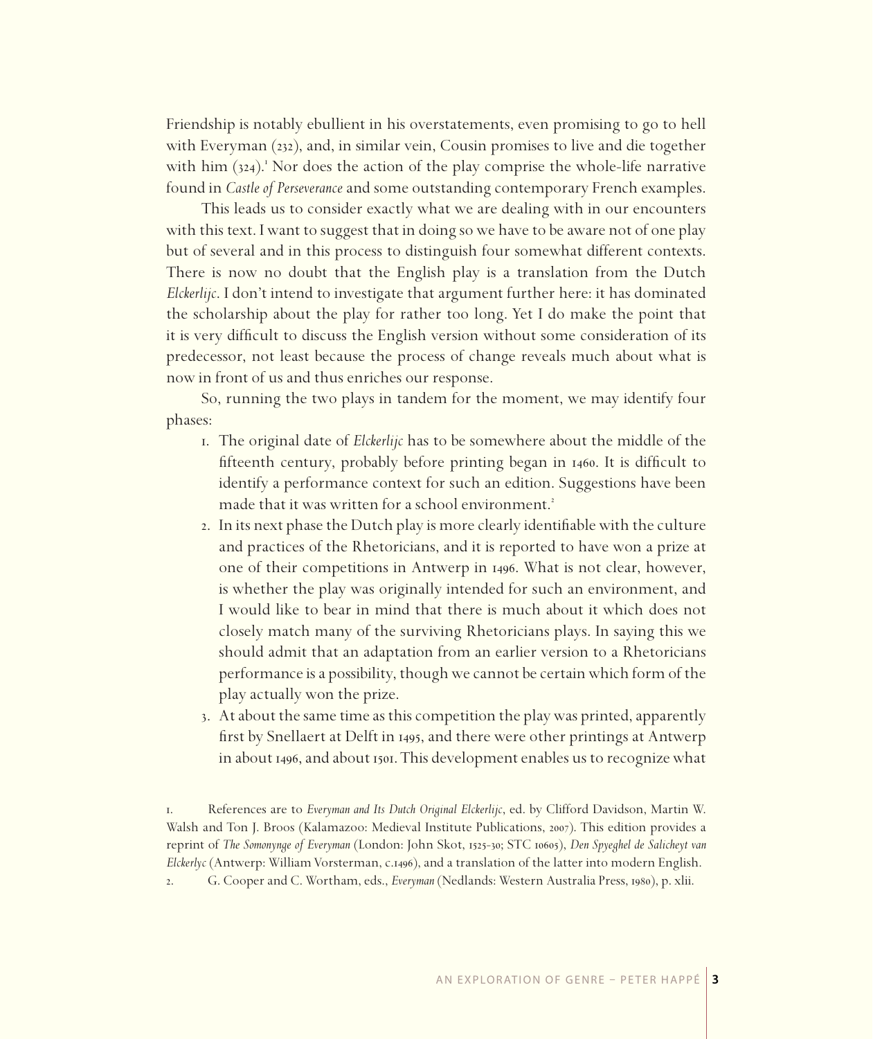Friendship is notably ebullient in his overstatements, even promising to go to hell with Everyman (232), and, in similar vein, Cousin promises to live and die together with him (324).[1] Nor does the action of the play comprise the whole-life narrative found in *Castle of Perseverance* and some outstanding contemporary French examples.

This leads us to consider exactly what we are dealing with in our encounters with this text. I want to suggest that in doing so we have to be aware not of one play but of several and in this process to distinguish four somewhat different contexts. There is now no doubt that the English play is a translation from the Dutch *Elckerlijc*. I don't intend to investigate that argument further here: it has dominated the scholarship about the play for rather too long. Yet I do make the point that it is very difficult to discuss the English version without some consideration of its predecessor, not least because the process of change reveals much about what is now in front of us and thus enriches our response.

So, running the two plays in tandem for the moment, we may identify four phases:

1. The original date of *Elckerlijc* has to be somewhere about the middle of the fifteenth century, probably before printing began in 1460. It is difficult to identify a performance context for such an edition. Suggestions have been made that it was written for a school environment.[2]
2. In its next phase the Dutch play is more clearly identifiable with the culture and practices of the Rhetoricians, and it is reported to have won a prize at one of their competitions in Antwerp in 1496. What is not clear, however, is whether the play was originally intended for such an environment, and I would like to bear in mind that there is much about it which does not closely match many of the surviving Rhetoricians plays. In saying this we should admit that an adaptation from an earlier version to a Rhetoricians performance is a possibility, though we cannot be certain which form of the play actually won the prize.
3. At about the same time as this competition the play was printed, apparently first by Snellaert at Delft in 1495, and there were other printings at Antwerp in about 1496, and about 1501. This development enables us to recognize what

1. References are to *Everyman and Its Dutch Original Elckerlijc*, ed. by Clifford Davidson, Martin W. Walsh and Ton J. Broos (Kalamazoo: Medieval Institute Publications, 2007). This edition provides a reprint of *The Somonynge of Everyman* (London: John Skot, 1525-30; STC 10605), *Den Spyeghel de Salicheyt van Elckerlyc* (Antwerp: William Vorsterman, c.1496), and a translation of the latter into modern English.
2. G. Cooper and C. Wortham, eds., *Everyman* (Nedlands: Western Australia Press, 1980), p. xlii.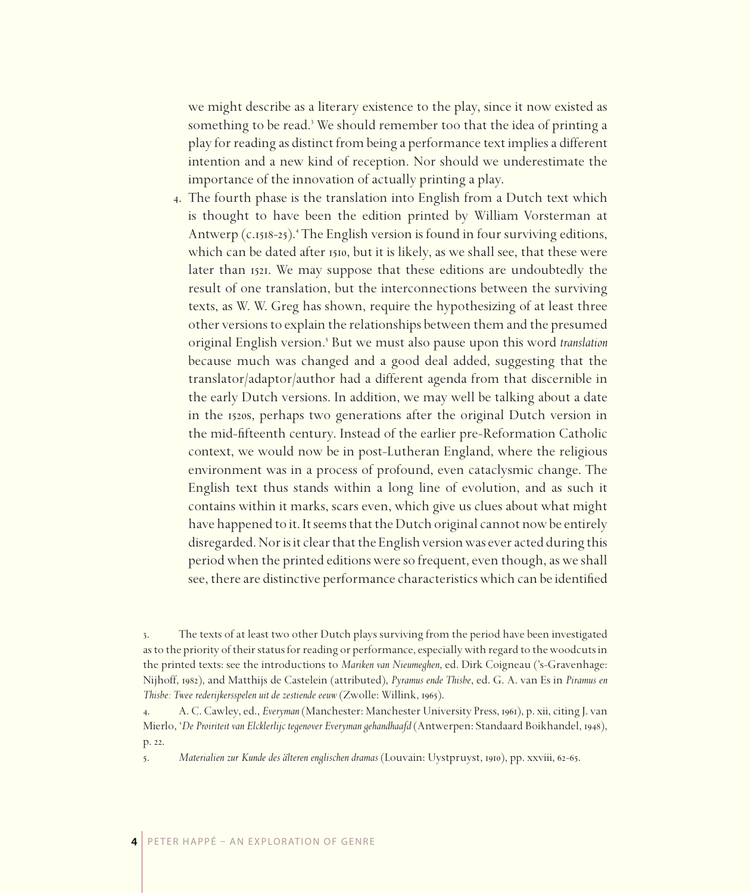we might describe as a literary existence to the play, since it now existed as something to be read.[3] We should remember too that the idea of printing a play for reading as distinct from being a performance text implies a different intention and a new kind of reception. Nor should we underestimate the importance of the innovation of actually printing a play.

4. The fourth phase is the translation into English from a Dutch text which is thought to have been the edition printed by William Vorsterman at Antwerp (c.1518-25).[4] The English version is found in four surviving editions, which can be dated after 1510, but it is likely, as we shall see, that these were later than 1521. We may suppose that these editions are undoubtedly the result of one translation, but the interconnections between the surviving texts, as W. W. Greg has shown, require the hypothesizing of at least three other versions to explain the relationships between them and the presumed original English version.[5] But we must also pause upon this word *translation* because much was changed and a good deal added, suggesting that the translator/adaptor/author had a different agenda from that discernible in the early Dutch versions. In addition, we may well be talking about a date in the 1520s, perhaps two generations after the original Dutch version in the mid-fifteenth century. Instead of the earlier pre-Reformation Catholic context, we would now be in post-Lutheran England, where the religious environment was in a process of profound, even cataclysmic change. The English text thus stands within a long line of evolution, and as such it contains within it marks, scars even, which give us clues about what might have happened to it. It seems that the Dutch original cannot now be entirely disregarded. Nor is it clear that the English version was ever acted during this period when the printed editions were so frequent, even though, as we shall see, there are distinctive performance characteristics which can be identified

3. The texts of at least two other Dutch plays surviving from the period have been investigated as to the priority of their status for reading or performance, especially with regard to the woodcuts in the printed texts: see the introductions to *Mariken van Nieumeghen*, ed. Dirk Coigneau ('s-Gravenhage: Nijhoff, 1982), and Matthijs de Castelein (attributed), *Pyramus ende Thisbe*, ed. G. A. van Es in *Piramus en Thisbe: Twee rederijkersspelen uit de zestiende eeuw* (Zwolle: Willink, 1965).

4. A. C. Cawley, ed., *Everyman* (Manchester: Manchester University Press, 1961), p. xii, citing J. van Mierlo, '*De Proiriteit van Elcklerlijc tegenover Everyman gehandhaafd* (Antwerpen: Standaard Boikhandel, 1948), p. 22.

5. *Materialien zur Kunde des älteren englischen dramas* (Louvain: Uystpruyst, 1910), pp. xxviii, 62-65.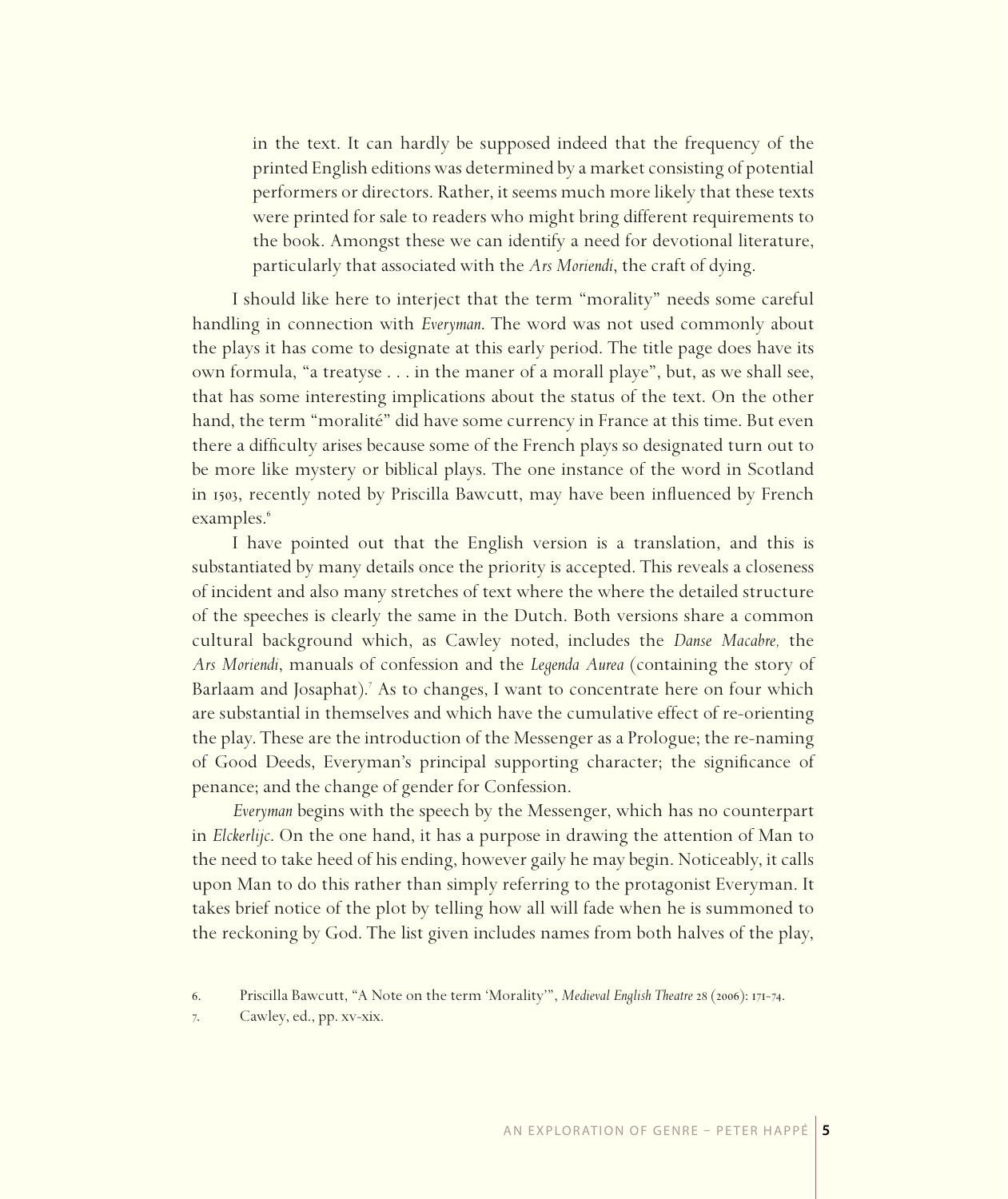> in the text. It can hardly be supposed indeed that the frequency of the printed English editions was determined by a market consisting of potential performers or directors. Rather, it seems much more likely that these texts were printed for sale to readers who might bring different requirements to the book. Amongst these we can identify a need for devotional literature, particularly that associated with the *Ars Moriendi*, the craft of dying.

I should like here to interject that the term "morality" needs some careful handling in connection with *Everyman*. The word was not used commonly about the plays it has come to designate at this early period. The title page does have its own formula, "a treatyse . . . in the maner of a morall playe", but, as we shall see, that has some interesting implications about the status of the text. On the other hand, the term "moralité" did have some currency in France at this time. But even there a difficulty arises because some of the French plays so designated turn out to be more like mystery or biblical plays. The one instance of the word in Scotland in 1503, recently noted by Priscilla Bawcutt, may have been influenced by French examples.[6]

I have pointed out that the English version is a translation, and this is substantiated by many details once the priority is accepted. This reveals a closeness of incident and also many stretches of text where the where the detailed structure of the speeches is clearly the same in the Dutch. Both versions share a common cultural background which, as Cawley noted, includes the *Danse Macabre,* the *Ars Moriendi*, manuals of confession and the *Legenda Aurea* (containing the story of Barlaam and Josaphat).[7] As to changes, I want to concentrate here on four which are substantial in themselves and which have the cumulative effect of re-orienting the play. These are the introduction of the Messenger as a Prologue; the re-naming of Good Deeds, Everyman's principal supporting character; the significance of penance; and the change of gender for Confession.

*Everyman* begins with the speech by the Messenger, which has no counterpart in *Elckerlijc*. On the one hand, it has a purpose in drawing the attention of Man to the need to take heed of his ending, however gaily he may begin. Noticeably, it calls upon Man to do this rather than simply referring to the protagonist Everyman. It takes brief notice of the plot by telling how all will fade when he is summoned to the reckoning by God. The list given includes names from both halves of the play,

6. Priscilla Bawcutt, "A Note on the term 'Morality'", *Medieval English Theatre* 28 (2006): 171-74.

7. Cawley, ed., pp. xv-xix.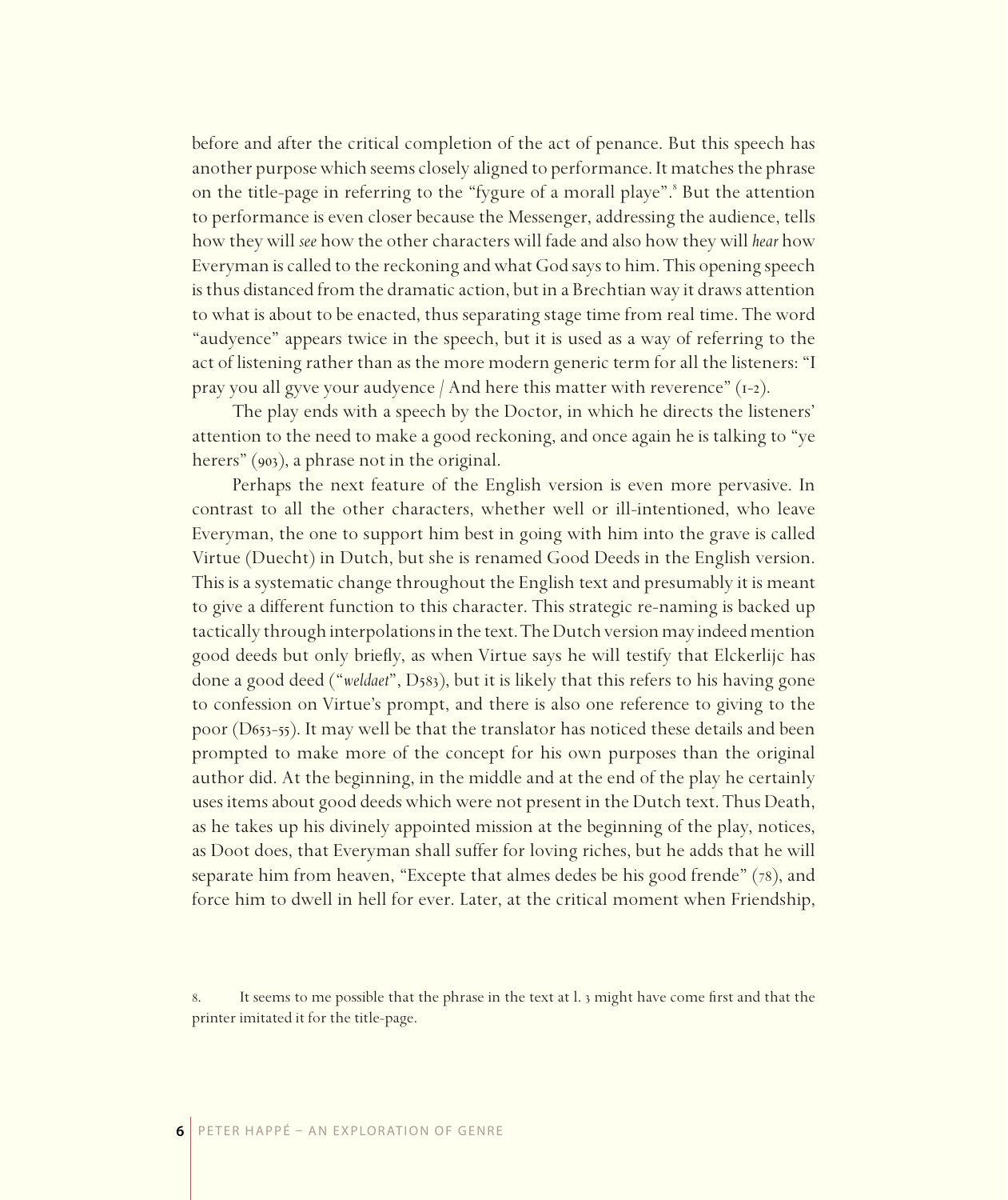before and after the critical completion of the act of penance. But this speech has another purpose which seems closely aligned to performance. It matches the phrase on the title-page in referring to the "fygure of a morall playe".[8] But the attention to performance is even closer because the Messenger, addressing the audience, tells how they will *see* how the other characters will fade and also how they will *hear* how Everyman is called to the reckoning and what God says to him. This opening speech is thus distanced from the dramatic action, but in a Brechtian way it draws attention to what is about to be enacted, thus separating stage time from real time. The word "audyence" appears twice in the speech, but it is used as a way of referring to the act of listening rather than as the more modern generic term for all the listeners: "I pray you all gyve your audyence / And here this matter with reverence" (1-2).

The play ends with a speech by the Doctor, in which he directs the listeners' attention to the need to make a good reckoning, and once again he is talking to "ye herers" (903), a phrase not in the original.

Perhaps the next feature of the English version is even more pervasive. In contrast to all the other characters, whether well or ill-intentioned, who leave Everyman, the one to support him best in going with him into the grave is called Virtue (Duecht) in Dutch, but she is renamed Good Deeds in the English version. This is a systematic change throughout the English text and presumably it is meant to give a different function to this character. This strategic re-naming is backed up tactically through interpolations in the text. The Dutch version may indeed mention good deeds but only briefly, as when Virtue says he will testify that Elckerlijc has done a good deed ("*weldaet*", D583), but it is likely that this refers to his having gone to confession on Virtue's prompt, and there is also one reference to giving to the poor (D653-55). It may well be that the translator has noticed these details and been prompted to make more of the concept for his own purposes than the original author did. At the beginning, in the middle and at the end of the play he certainly uses items about good deeds which were not present in the Dutch text. Thus Death, as he takes up his divinely appointed mission at the beginning of the play, notices, as Doot does, that Everyman shall suffer for loving riches, but he adds that he will separate him from heaven, "Excepte that almes dedes be his good frende" (78), and force him to dwell in hell for ever. Later, at the critical moment when Friendship,

8. It seems to me possible that the phrase in the text at l. 3 might have come first and that the printer imitated it for the title-page.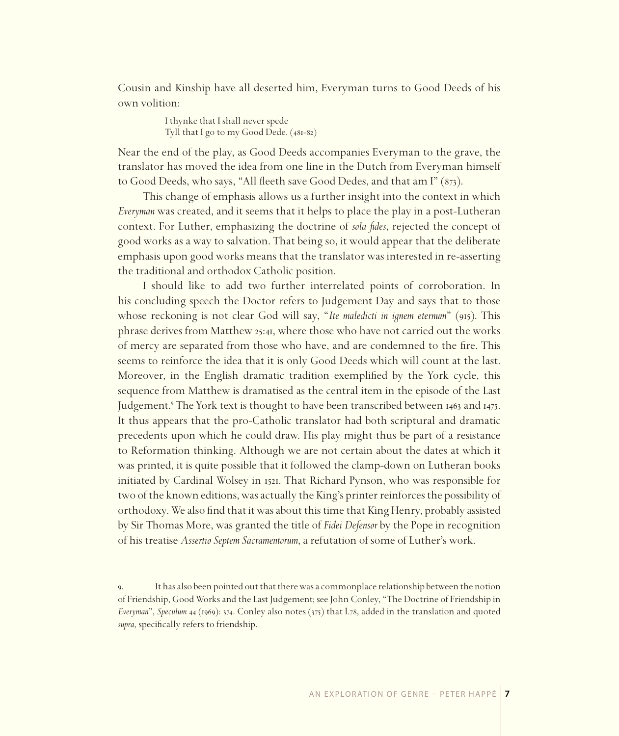Cousin and Kinship have all deserted him, Everyman turns to Good Deeds of his own volition:

> I thynke that I shall never spede
> Tyll that I go to my Good Dede. (481-82)

Near the end of the play, as Good Deeds accompanies Everyman to the grave, the translator has moved the idea from one line in the Dutch from Everyman himself to Good Deeds, who says, "All fleeth save Good Dedes, and that am I" (873).

This change of emphasis allows us a further insight into the context in which *Everyman* was created, and it seems that it helps to place the play in a post-Lutheran context. For Luther, emphasizing the doctrine of *sola fides*, rejected the concept of good works as a way to salvation. That being so, it would appear that the deliberate emphasis upon good works means that the translator was interested in re-asserting the traditional and orthodox Catholic position.

I should like to add two further interrelated points of corroboration. In his concluding speech the Doctor refers to Judgement Day and says that to those whose reckoning is not clear God will say, "*Ite maledicti in ignem eternum*" (915). This phrase derives from Matthew 25:41, where those who have not carried out the works of mercy are separated from those who have, and are condemned to the fire. This seems to reinforce the idea that it is only Good Deeds which will count at the last. Moreover, in the English dramatic tradition exemplified by the York cycle, this sequence from Matthew is dramatised as the central item in the episode of the Last Judgement.[9] The York text is thought to have been transcribed between 1463 and 1475. It thus appears that the pro-Catholic translator had both scriptural and dramatic precedents upon which he could draw. His play might thus be part of a resistance to Reformation thinking. Although we are not certain about the dates at which it was printed, it is quite possible that it followed the clamp-down on Lutheran books initiated by Cardinal Wolsey in 1521. That Richard Pynson, who was responsible for two of the known editions, was actually the King's printer reinforces the possibility of orthodoxy. We also find that it was about this time that King Henry, probably assisted by Sir Thomas More, was granted the title of *Fidei Defensor* by the Pope in recognition of his treatise *Assertio Septem Sacramentorum*, a refutation of some of Luther's work.

9. It has also been pointed out that there was a commonplace relationship between the notion of Friendship, Good Works and the Last Judgement; see John Conley, "The Doctrine of Friendship in *Everyman*", *Speculum* 44 (1969): 374. Conley also notes (375) that l.78, added in the translation and quoted *supra*, specifically refers to friendship.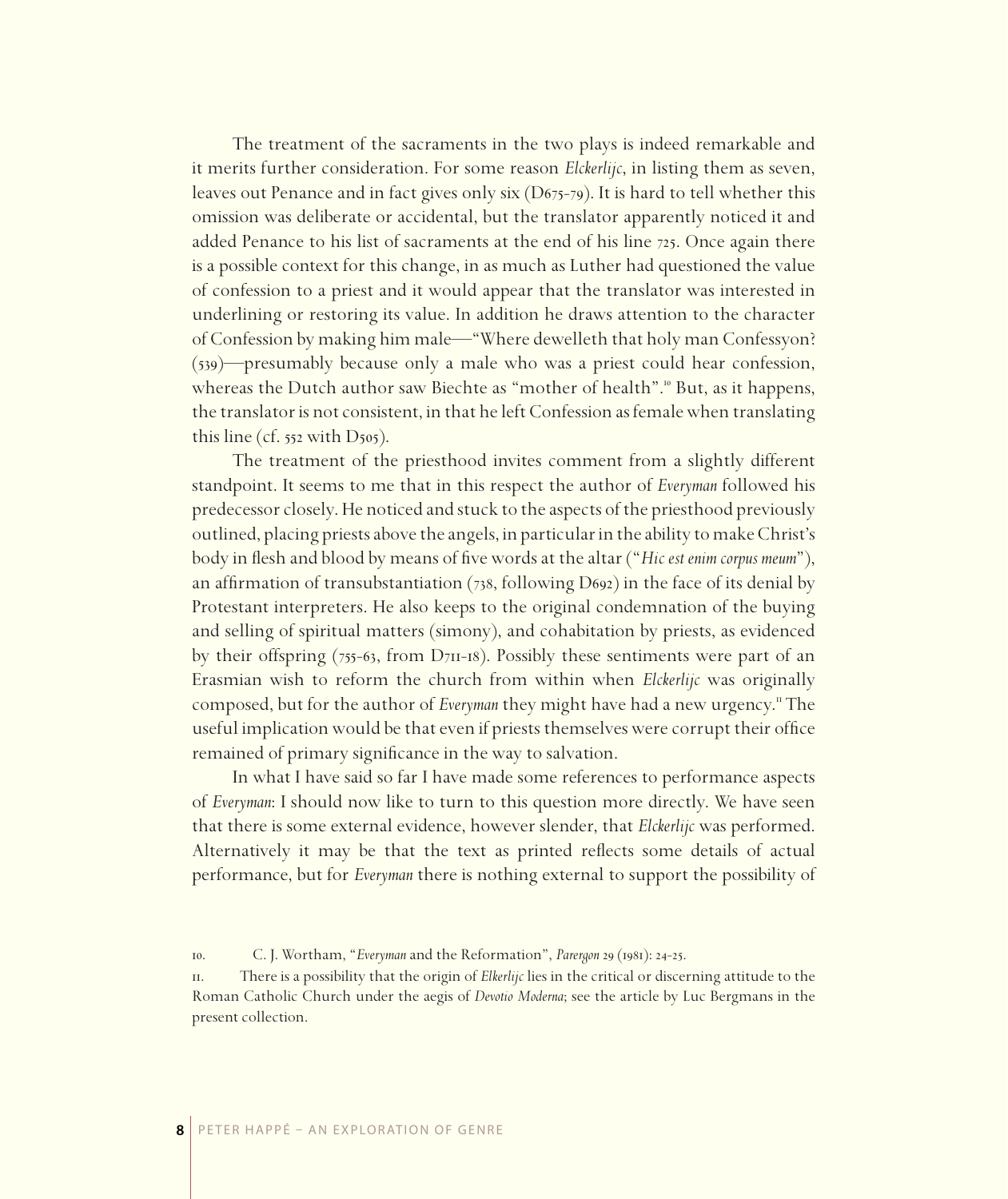The treatment of the sacraments in the two plays is indeed remarkable and it merits further consideration. For some reason *Elckerlijc*, in listing them as seven, leaves out Penance and in fact gives only six (D675-79). It is hard to tell whether this omission was deliberate or accidental, but the translator apparently noticed it and added Penance to his list of sacraments at the end of his line 725. Once again there is a possible context for this change, in as much as Luther had questioned the value of confession to a priest and it would appear that the translator was interested in underlining or restoring its value. In addition he draws attention to the character of Confession by making him male—"Where dewelleth that holy man Confessyon? (539)—presumably because only a male who was a priest could hear confession, whereas the Dutch author saw Biechte as "mother of health".[10] But, as it happens, the translator is not consistent, in that he left Confession as female when translating this line (cf. 552 with D505).

The treatment of the priesthood invites comment from a slightly different standpoint. It seems to me that in this respect the author of *Everyman* followed his predecessor closely. He noticed and stuck to the aspects of the priesthood previously outlined, placing priests above the angels, in particular in the ability to make Christ's body in flesh and blood by means of five words at the altar ("*Hic est enim corpus meum*"), an affirmation of transubstantiation (738, following D692) in the face of its denial by Protestant interpreters. He also keeps to the original condemnation of the buying and selling of spiritual matters (simony), and cohabitation by priests, as evidenced by their offspring (755-63, from D711-18). Possibly these sentiments were part of an Erasmian wish to reform the church from within when *Elckerlijc* was originally composed, but for the author of *Everyman* they might have had a new urgency.[11] The useful implication would be that even if priests themselves were corrupt their office remained of primary significance in the way to salvation.

In what I have said so far I have made some references to performance aspects of *Everyman*: I should now like to turn to this question more directly. We have seen that there is some external evidence, however slender, that *Elckerlijc* was performed. Alternatively it may be that the text as printed reflects some details of actual performance, but for *Everyman* there is nothing external to support the possibility of

---

10. C. J. Wortham, "*Everyman* and the Reformation", *Parergon* 29 (1981): 24-25.

11. There is a possibility that the origin of *Elkerlijc* lies in the critical or discerning attitude to the Roman Catholic Church under the aegis of *Devotio Moderna*; see the article by Luc Bergmans in the present collection.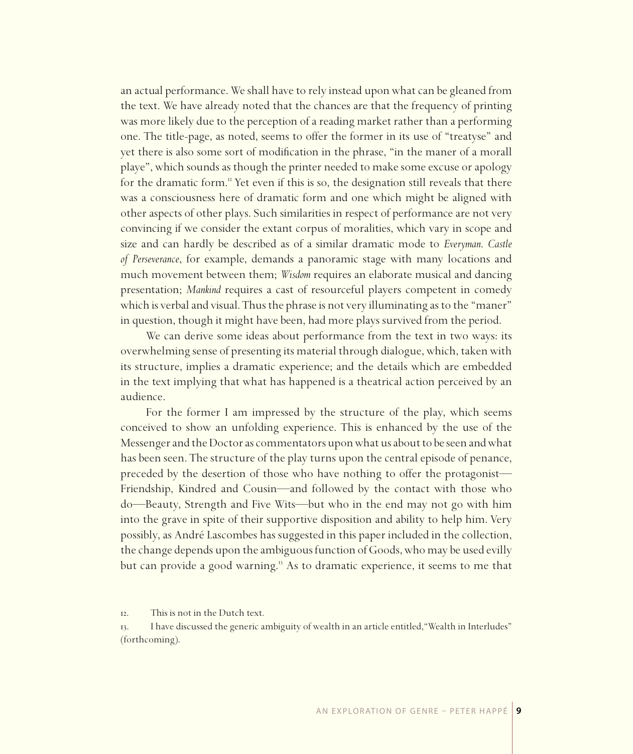an actual performance. We shall have to rely instead upon what can be gleaned from the text. We have already noted that the chances are that the frequency of printing was more likely due to the perception of a reading market rather than a performing one. The title-page, as noted, seems to offer the former in its use of "treatyse" and yet there is also some sort of modification in the phrase, "in the maner of a morall playe", which sounds as though the printer needed to make some excuse or apology for the dramatic form.[12] Yet even if this is so, the designation still reveals that there was a consciousness here of dramatic form and one which might be aligned with other aspects of other plays. Such similarities in respect of performance are not very convincing if we consider the extant corpus of moralities, which vary in scope and size and can hardly be described as of a similar dramatic mode to *Everyman*. *Castle of Perseverance*, for example, demands a panoramic stage with many locations and much movement between them; *Wisdom* requires an elaborate musical and dancing presentation; *Mankind* requires a cast of resourceful players competent in comedy which is verbal and visual. Thus the phrase is not very illuminating as to the "maner" in question, though it might have been, had more plays survived from the period.

We can derive some ideas about performance from the text in two ways: its overwhelming sense of presenting its material through dialogue, which, taken with its structure, implies a dramatic experience; and the details which are embedded in the text implying that what has happened is a theatrical action perceived by an audience.

For the former I am impressed by the structure of the play, which seems conceived to show an unfolding experience. This is enhanced by the use of the Messenger and the Doctor as commentators upon what us about to be seen and what has been seen. The structure of the play turns upon the central episode of penance, preceded by the desertion of those who have nothing to offer the protagonist—Friendship, Kindred and Cousin—and followed by the contact with those who do—Beauty, Strength and Five Wits—but who in the end may not go with him into the grave in spite of their supportive disposition and ability to help him. Very possibly, as André Lascombes has suggested in this paper included in the collection, the change depends upon the ambiguous function of Goods, who may be used evilly but can provide a good warning.[13] As to dramatic experience, it seems to me that

12. This is not in the Dutch text.

13. I have discussed the generic ambiguity of wealth in an article entitled, "Wealth in Interludes" (forthcoming).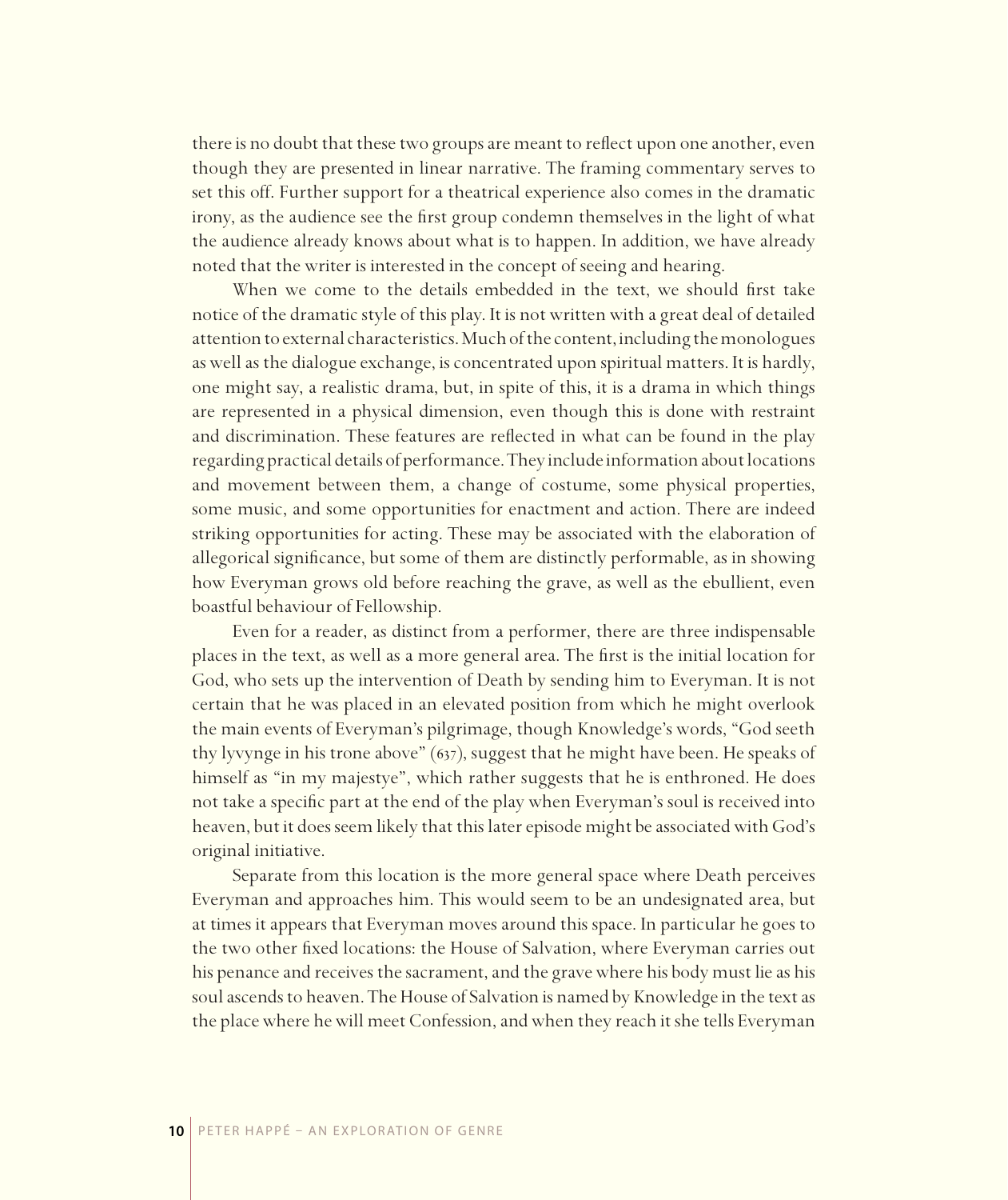there is no doubt that these two groups are meant to reflect upon one another, even though they are presented in linear narrative. The framing commentary serves to set this off. Further support for a theatrical experience also comes in the dramatic irony, as the audience see the first group condemn themselves in the light of what the audience already knows about what is to happen. In addition, we have already noted that the writer is interested in the concept of seeing and hearing.

When we come to the details embedded in the text, we should first take notice of the dramatic style of this play. It is not written with a great deal of detailed attention to external characteristics. Much of the content, including the monologues as well as the dialogue exchange, is concentrated upon spiritual matters. It is hardly, one might say, a realistic drama, but, in spite of this, it is a drama in which things are represented in a physical dimension, even though this is done with restraint and discrimination. These features are reflected in what can be found in the play regarding practical details of performance. They include information about locations and movement between them, a change of costume, some physical properties, some music, and some opportunities for enactment and action. There are indeed striking opportunities for acting. These may be associated with the elaboration of allegorical significance, but some of them are distinctly performable, as in showing how Everyman grows old before reaching the grave, as well as the ebullient, even boastful behaviour of Fellowship.

Even for a reader, as distinct from a performer, there are three indispensable places in the text, as well as a more general area. The first is the initial location for God, who sets up the intervention of Death by sending him to Everyman. It is not certain that he was placed in an elevated position from which he might overlook the main events of Everyman's pilgrimage, though Knowledge's words, "God seeth thy lyvynge in his trone above" (637), suggest that he might have been. He speaks of himself as "in my majestye", which rather suggests that he is enthroned. He does not take a specific part at the end of the play when Everyman's soul is received into heaven, but it does seem likely that this later episode might be associated with God's original initiative.

Separate from this location is the more general space where Death perceives Everyman and approaches him. This would seem to be an undesignated area, but at times it appears that Everyman moves around this space. In particular he goes to the two other fixed locations: the House of Salvation, where Everyman carries out his penance and receives the sacrament, and the grave where his body must lie as his soul ascends to heaven. The House of Salvation is named by Knowledge in the text as the place where he will meet Confession, and when they reach it she tells Everyman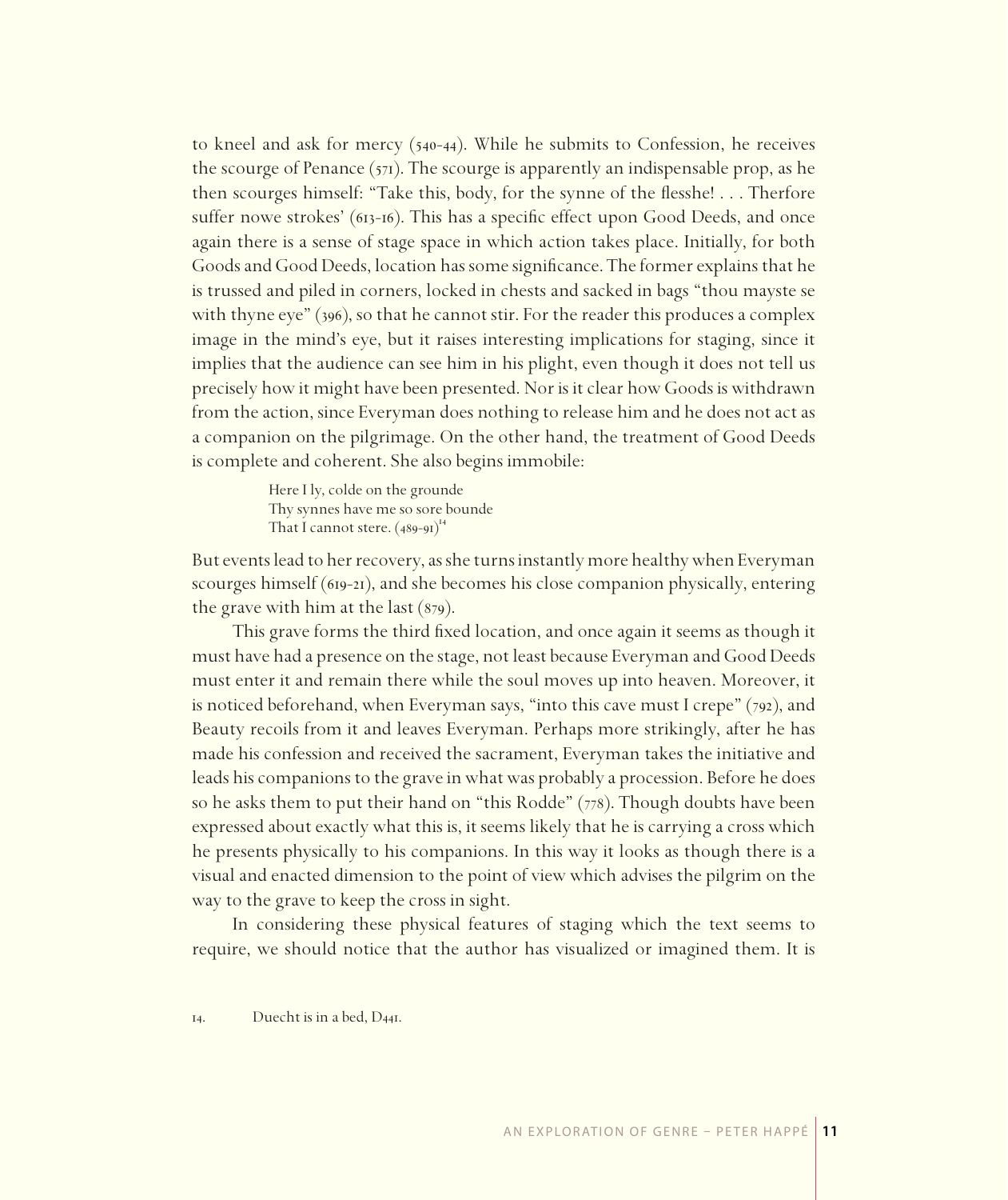to kneel and ask for mercy (540-44). While he submits to Confession, he receives the scourge of Penance (571). The scourge is apparently an indispensable prop, as he then scourges himself: "Take this, body, for the synne of the flesshe! . . . Therfore suffer nowe strokes' (613-16). This has a specific effect upon Good Deeds, and once again there is a sense of stage space in which action takes place. Initially, for both Goods and Good Deeds, location has some significance. The former explains that he is trussed and piled in corners, locked in chests and sacked in bags "thou mayste se with thyne eye" (396), so that he cannot stir. For the reader this produces a complex image in the mind's eye, but it raises interesting implications for staging, since it implies that the audience can see him in his plight, even though it does not tell us precisely how it might have been presented. Nor is it clear how Goods is withdrawn from the action, since Everyman does nothing to release him and he does not act as a companion on the pilgrimage. On the other hand, the treatment of Good Deeds is complete and coherent. She also begins immobile:

> Here I ly, colde on the grounde
> Thy synnes have me so sore bounde
> That I cannot stere. (489-91)[14]

But events lead to her recovery, as she turns instantly more healthy when Everyman scourges himself (619-21), and she becomes his close companion physically, entering the grave with him at the last (879).

This grave forms the third fixed location, and once again it seems as though it must have had a presence on the stage, not least because Everyman and Good Deeds must enter it and remain there while the soul moves up into heaven. Moreover, it is noticed beforehand, when Everyman says, "into this cave must I crepe" (792), and Beauty recoils from it and leaves Everyman. Perhaps more strikingly, after he has made his confession and received the sacrament, Everyman takes the initiative and leads his companions to the grave in what was probably a procession. Before he does so he asks them to put their hand on "this Rodde" (778). Though doubts have been expressed about exactly what this is, it seems likely that he is carrying a cross which he presents physically to his companions. In this way it looks as though there is a visual and enacted dimension to the point of view which advises the pilgrim on the way to the grave to keep the cross in sight.

In considering these physical features of staging which the text seems to require, we should notice that the author has visualized or imagined them. It is

14. Duecht is in a bed, D441.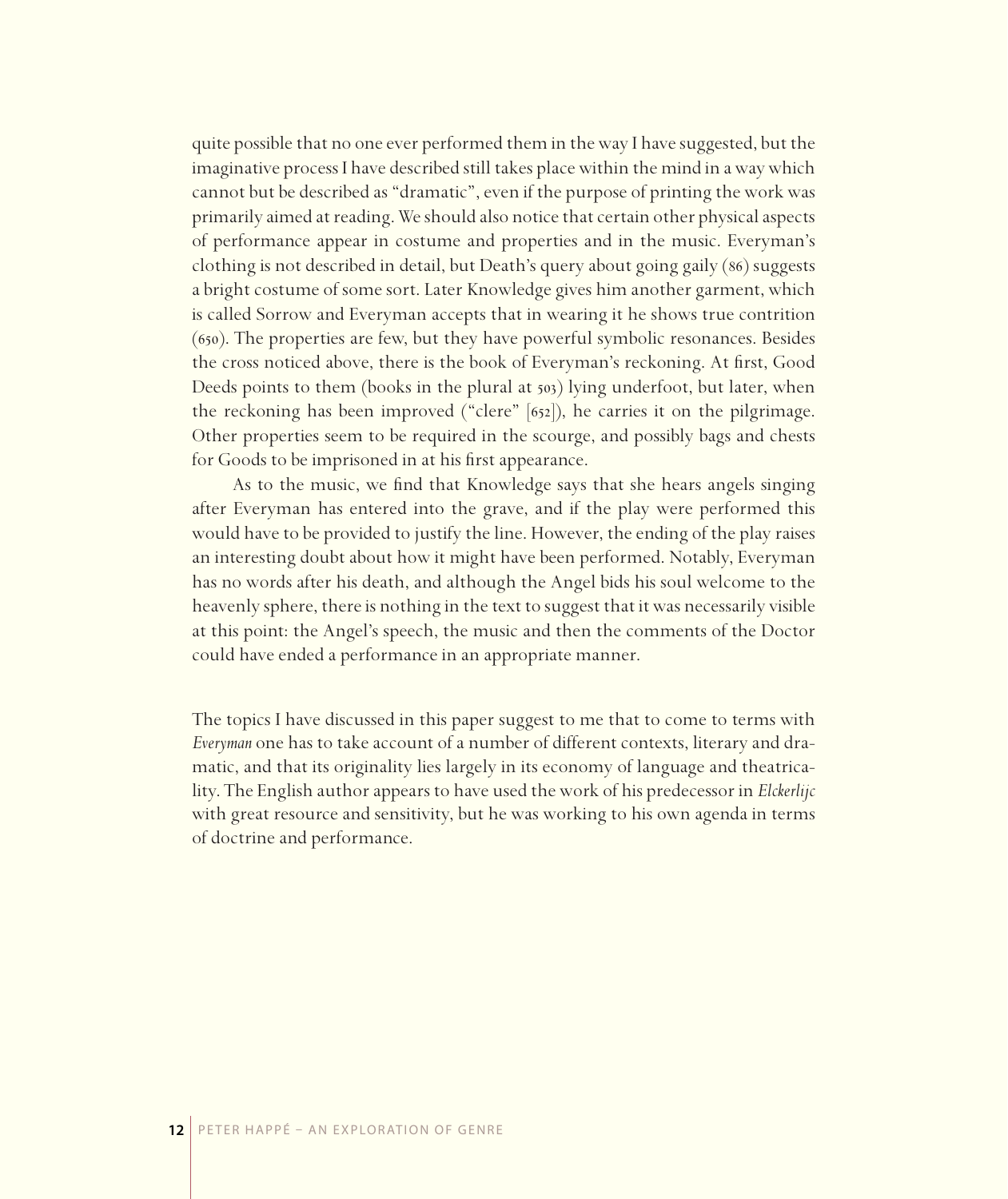quite possible that no one ever performed them in the way I have suggested, but the imaginative process I have described still takes place within the mind in a way which cannot but be described as "dramatic", even if the purpose of printing the work was primarily aimed at reading. We should also notice that certain other physical aspects of performance appear in costume and properties and in the music. Everyman's clothing is not described in detail, but Death's query about going gaily (86) suggests a bright costume of some sort. Later Knowledge gives him another garment, which is called Sorrow and Everyman accepts that in wearing it he shows true contrition (650). The properties are few, but they have powerful symbolic resonances. Besides the cross noticed above, there is the book of Everyman's reckoning. At first, Good Deeds points to them (books in the plural at 503) lying underfoot, but later, when the reckoning has been improved ("clere" [652]), he carries it on the pilgrimage. Other properties seem to be required in the scourge, and possibly bags and chests for Goods to be imprisoned in at his first appearance.

As to the music, we find that Knowledge says that she hears angels singing after Everyman has entered into the grave, and if the play were performed this would have to be provided to justify the line. However, the ending of the play raises an interesting doubt about how it might have been performed. Notably, Everyman has no words after his death, and although the Angel bids his soul welcome to the heavenly sphere, there is nothing in the text to suggest that it was necessarily visible at this point: the Angel's speech, the music and then the comments of the Doctor could have ended a performance in an appropriate manner.

The topics I have discussed in this paper suggest to me that to come to terms with *Everyman* one has to take account of a number of different contexts, literary and dramatic, and that its originality lies largely in its economy of language and theatricality. The English author appears to have used the work of his predecessor in *Elckerlijc* with great resource and sensitivity, but he was working to his own agenda in terms of doctrine and performance.